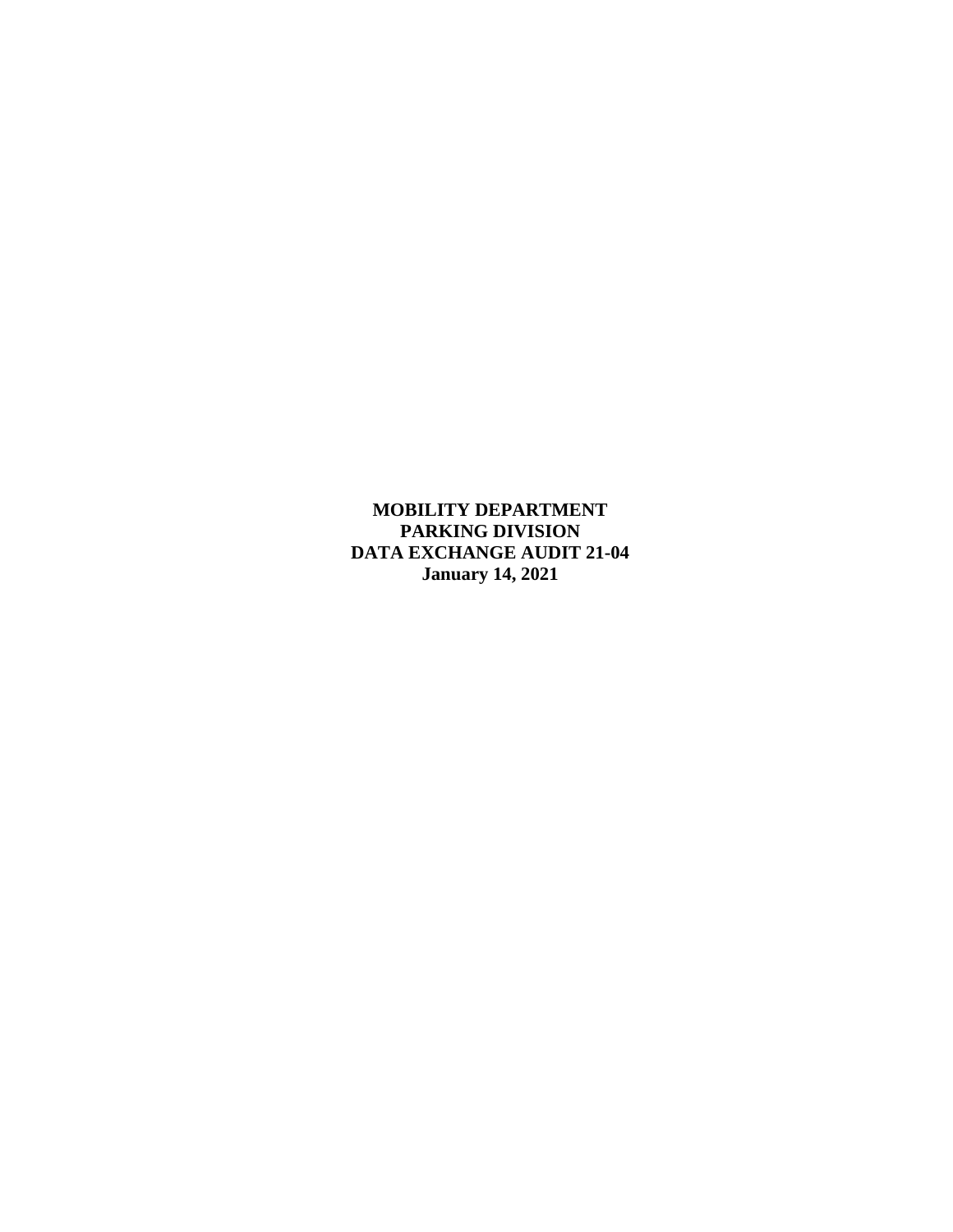**MOBILITY DEPARTMENT**
**PARKING DIVISION**
**DATA EXCHANGE AUDIT 21-04**
**January 14, 2021**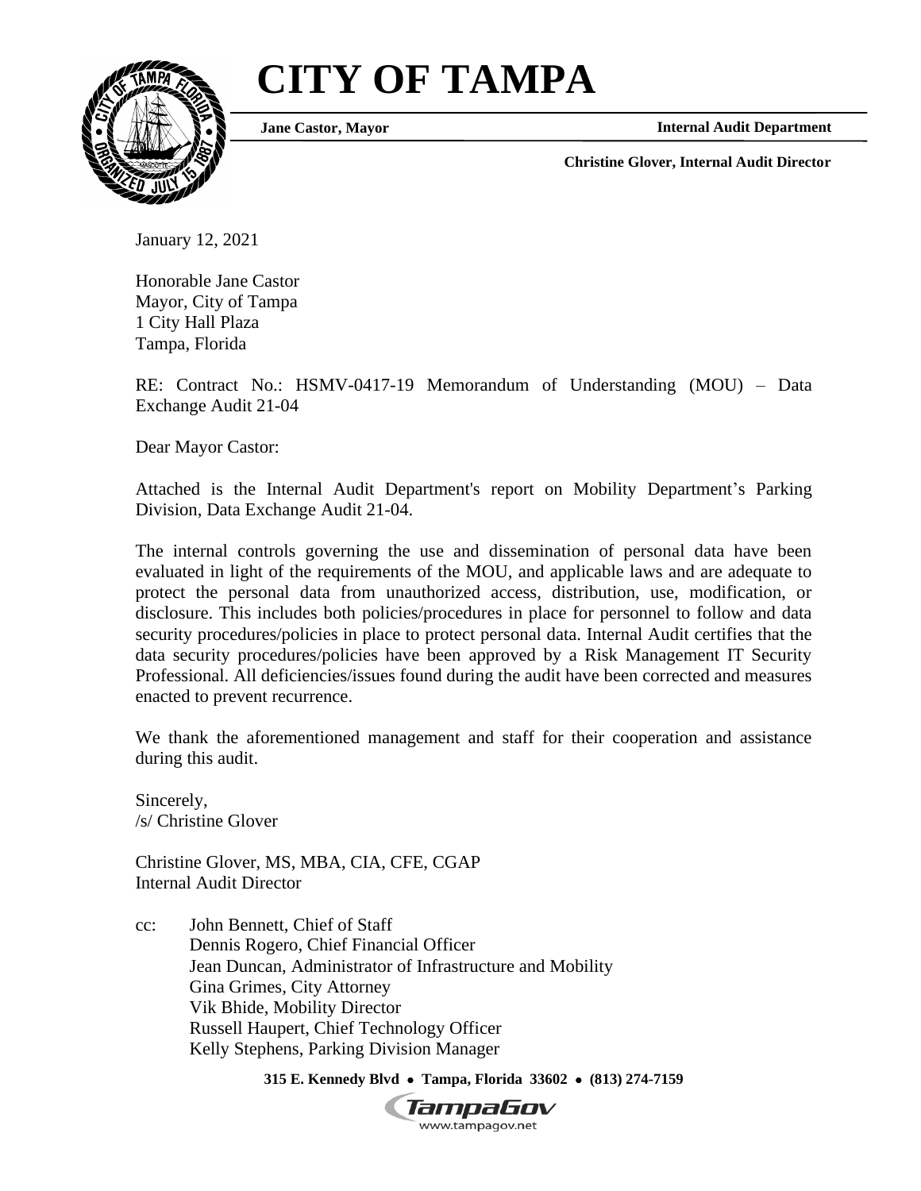# CITY OF TAMPA

**Jane Castor, Mayor** **Internal Audit Department**

**Christine Glover, Internal Audit Director**

January 12, 2021

Honorable Jane Castor
Mayor, City of Tampa
1 City Hall Plaza
Tampa, Florida

RE: Contract No.: HSMV-0417-19 Memorandum of Understanding (MOU) – Data Exchange Audit 21-04

Dear Mayor Castor:

Attached is the Internal Audit Department's report on Mobility Department's Parking Division, Data Exchange Audit 21-04.

The internal controls governing the use and dissemination of personal data have been evaluated in light of the requirements of the MOU, and applicable laws and are adequate to protect the personal data from unauthorized access, distribution, use, modification, or disclosure. This includes both policies/procedures in place for personnel to follow and data security procedures/policies in place to protect personal data. Internal Audit certifies that the data security procedures/policies have been approved by a Risk Management IT Security Professional. All deficiencies/issues found during the audit have been corrected and measures enacted to prevent recurrence.

We thank the aforementioned management and staff for their cooperation and assistance during this audit.

Sincerely,
/s/ Christine Glover

Christine Glover, MS, MBA, CIA, CFE, CGAP
Internal Audit Director

cc: John Bennett, Chief of Staff
Dennis Rogero, Chief Financial Officer
Jean Duncan, Administrator of Infrastructure and Mobility
Gina Grimes, City Attorney
Vik Bhide, Mobility Director
Russell Haupert, Chief Technology Officer
Kelly Stephens, Parking Division Manager

**315 E. Kennedy Blvd • Tampa, Florida 33602 • (813) 274-7159**

TampaGov
www.tampagov.net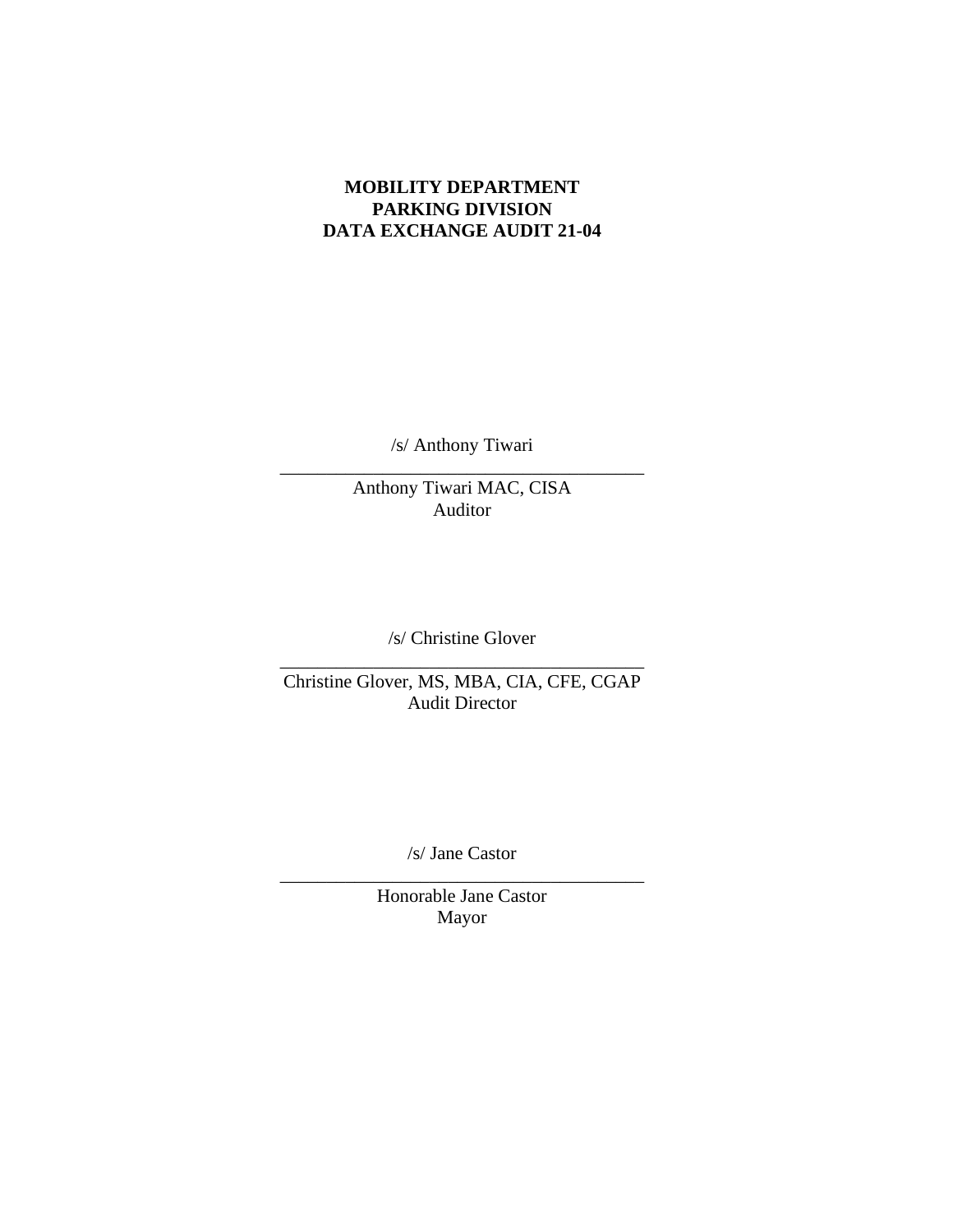**MOBILITY DEPARTMENT**
**PARKING DIVISION**
**DATA EXCHANGE AUDIT 21-04**

/s/ Anthony Tiwari

\_\_\_\_\_\_\_\_\_\_\_\_\_\_\_\_\_\_\_\_\_\_\_\_\_\_\_\_\_\_\_\_\_\_\_\_\_\_

Anthony Tiwari MAC, CISA
Auditor

/s/ Christine Glover

\_\_\_\_\_\_\_\_\_\_\_\_\_\_\_\_\_\_\_\_\_\_\_\_\_\_\_\_\_\_\_\_\_\_\_\_\_\_

Christine Glover, MS, MBA, CIA, CFE, CGAP
Audit Director

/s/ Jane Castor

\_\_\_\_\_\_\_\_\_\_\_\_\_\_\_\_\_\_\_\_\_\_\_\_\_\_\_\_\_\_\_\_\_\_\_\_\_\_

Honorable Jane Castor
Mayor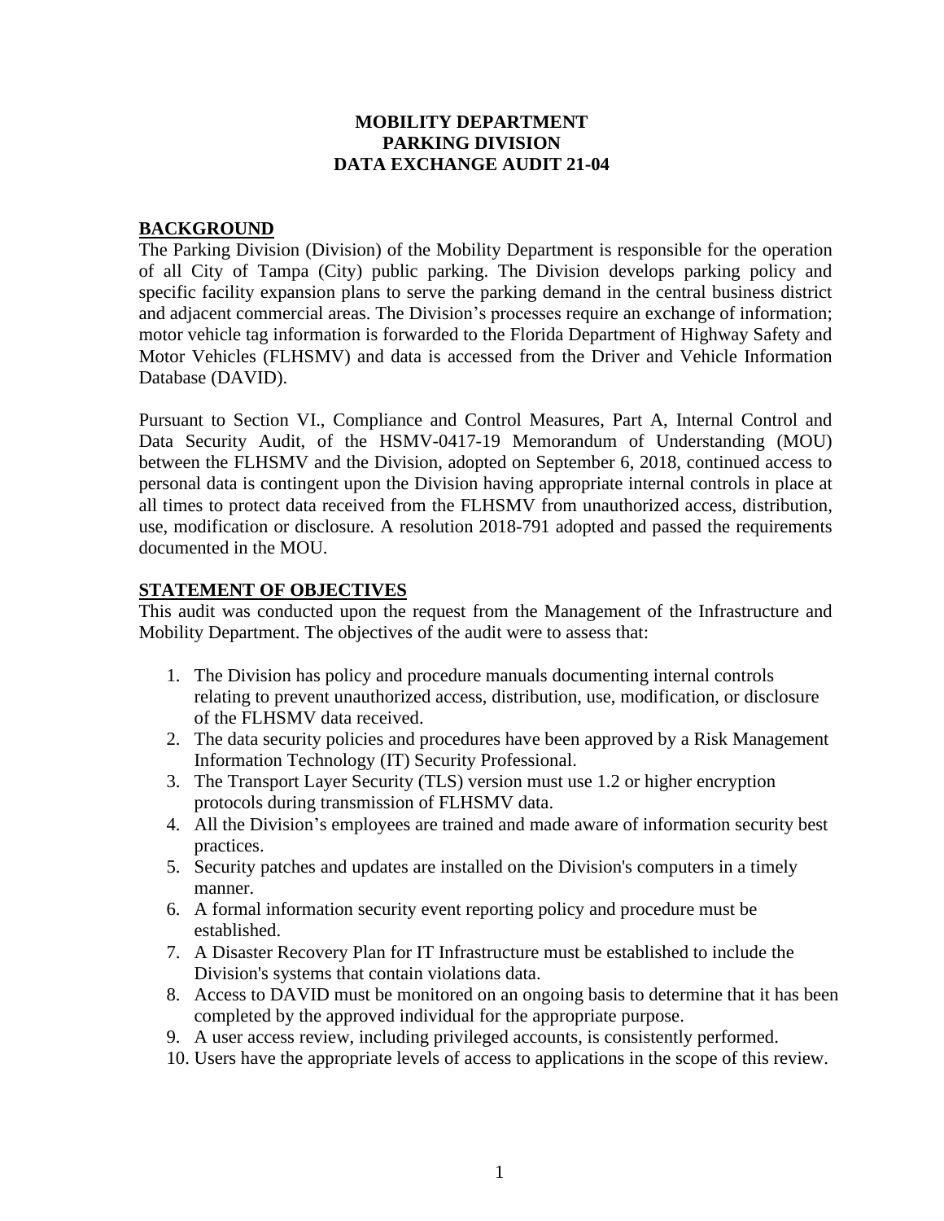**MOBILITY DEPARTMENT**
**PARKING DIVISION**
**DATA EXCHANGE AUDIT 21-04**

## BACKGROUND

The Parking Division (Division) of the Mobility Department is responsible for the operation of all City of Tampa (City) public parking. The Division develops parking policy and specific facility expansion plans to serve the parking demand in the central business district and adjacent commercial areas. The Division's processes require an exchange of information; motor vehicle tag information is forwarded to the Florida Department of Highway Safety and Motor Vehicles (FLHSMV) and data is accessed from the Driver and Vehicle Information Database (DAVID).

Pursuant to Section VI., Compliance and Control Measures, Part A, Internal Control and Data Security Audit, of the HSMV-0417-19 Memorandum of Understanding (MOU) between the FLHSMV and the Division, adopted on September 6, 2018, continued access to personal data is contingent upon the Division having appropriate internal controls in place at all times to protect data received from the FLHSMV from unauthorized access, distribution, use, modification or disclosure. A resolution 2018-791 adopted and passed the requirements documented in the MOU.

## STATEMENT OF OBJECTIVES

This audit was conducted upon the request from the Management of the Infrastructure and Mobility Department. The objectives of the audit were to assess that:

1. The Division has policy and procedure manuals documenting internal controls relating to prevent unauthorized access, distribution, use, modification, or disclosure of the FLHSMV data received.
2. The data security policies and procedures have been approved by a Risk Management Information Technology (IT) Security Professional.
3. The Transport Layer Security (TLS) version must use 1.2 or higher encryption protocols during transmission of FLHSMV data.
4. All the Division's employees are trained and made aware of information security best practices.
5. Security patches and updates are installed on the Division's computers in a timely manner.
6. A formal information security event reporting policy and procedure must be established.
7. A Disaster Recovery Plan for IT Infrastructure must be established to include the Division's systems that contain violations data.
8. Access to DAVID must be monitored on an ongoing basis to determine that it has been completed by the approved individual for the appropriate purpose.
9. A user access review, including privileged accounts, is consistently performed.
10. Users have the appropriate levels of access to applications in the scope of this review.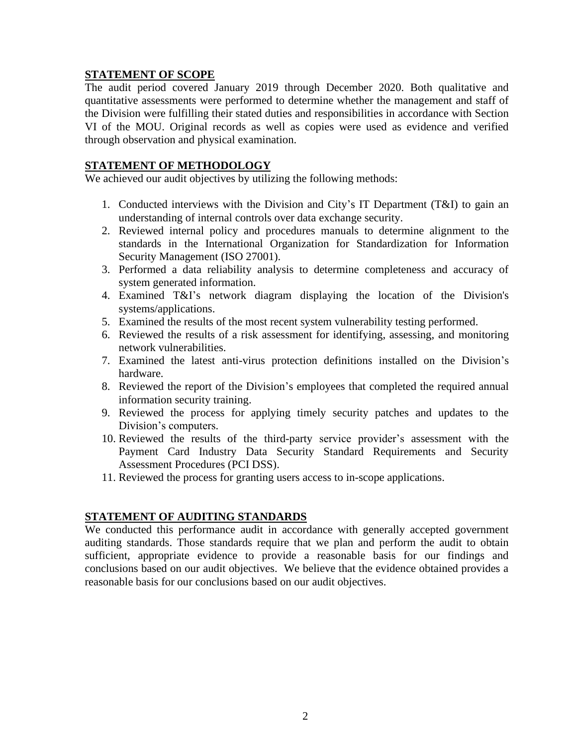## STATEMENT OF SCOPE

The audit period covered January 2019 through December 2020. Both qualitative and quantitative assessments were performed to determine whether the management and staff of the Division were fulfilling their stated duties and responsibilities in accordance with Section VI of the MOU. Original records as well as copies were used as evidence and verified through observation and physical examination.

## STATEMENT OF METHODOLOGY

We achieved our audit objectives by utilizing the following methods:

1. Conducted interviews with the Division and City's IT Department (T&I) to gain an understanding of internal controls over data exchange security.
2. Reviewed internal policy and procedures manuals to determine alignment to the standards in the International Organization for Standardization for Information Security Management (ISO 27001).
3. Performed a data reliability analysis to determine completeness and accuracy of system generated information.
4. Examined T&I's network diagram displaying the location of the Division's systems/applications.
5. Examined the results of the most recent system vulnerability testing performed.
6. Reviewed the results of a risk assessment for identifying, assessing, and monitoring network vulnerabilities.
7. Examined the latest anti-virus protection definitions installed on the Division's hardware.
8. Reviewed the report of the Division's employees that completed the required annual information security training.
9. Reviewed the process for applying timely security patches and updates to the Division's computers.
10. Reviewed the results of the third-party service provider's assessment with the Payment Card Industry Data Security Standard Requirements and Security Assessment Procedures (PCI DSS).
11. Reviewed the process for granting users access to in-scope applications.

## STATEMENT OF AUDITING STANDARDS

We conducted this performance audit in accordance with generally accepted government auditing standards. Those standards require that we plan and perform the audit to obtain sufficient, appropriate evidence to provide a reasonable basis for our findings and conclusions based on our audit objectives. We believe that the evidence obtained provides a reasonable basis for our conclusions based on our audit objectives.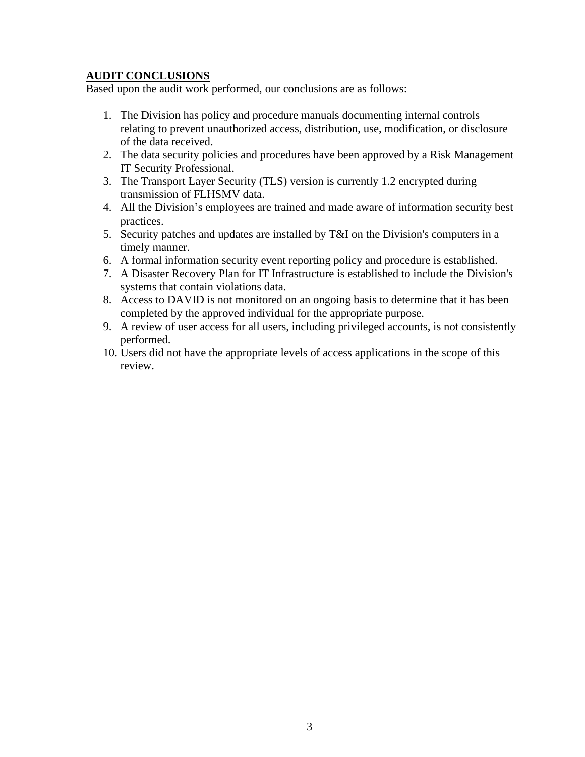## AUDIT CONCLUSIONS

Based upon the audit work performed, our conclusions are as follows:

1. The Division has policy and procedure manuals documenting internal controls relating to prevent unauthorized access, distribution, use, modification, or disclosure of the data received.
2. The data security policies and procedures have been approved by a Risk Management IT Security Professional.
3. The Transport Layer Security (TLS) version is currently 1.2 encrypted during transmission of FLHSMV data.
4. All the Division's employees are trained and made aware of information security best practices.
5. Security patches and updates are installed by T&I on the Division's computers in a timely manner.
6. A formal information security event reporting policy and procedure is established.
7. A Disaster Recovery Plan for IT Infrastructure is established to include the Division's systems that contain violations data.
8. Access to DAVID is not monitored on an ongoing basis to determine that it has been completed by the approved individual for the appropriate purpose.
9. A review of user access for all users, including privileged accounts, is not consistently performed.
10. Users did not have the appropriate levels of access applications in the scope of this review.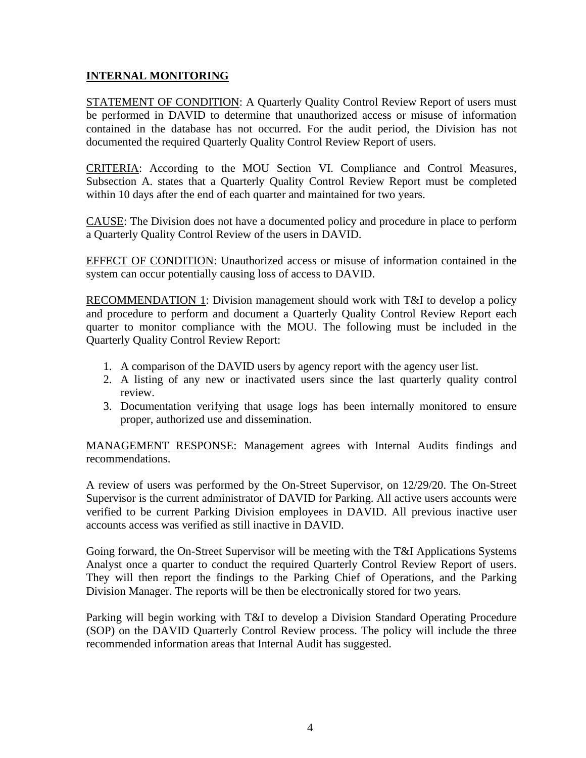## INTERNAL MONITORING

STATEMENT OF CONDITION: A Quarterly Quality Control Review Report of users must be performed in DAVID to determine that unauthorized access or misuse of information contained in the database has not occurred. For the audit period, the Division has not documented the required Quarterly Quality Control Review Report of users.

CRITERIA: According to the MOU Section VI. Compliance and Control Measures, Subsection A. states that a Quarterly Quality Control Review Report must be completed within 10 days after the end of each quarter and maintained for two years.

CAUSE: The Division does not have a documented policy and procedure in place to perform a Quarterly Quality Control Review of the users in DAVID.

EFFECT OF CONDITION: Unauthorized access or misuse of information contained in the system can occur potentially causing loss of access to DAVID.

RECOMMENDATION 1: Division management should work with T&I to develop a policy and procedure to perform and document a Quarterly Quality Control Review Report each quarter to monitor compliance with the MOU. The following must be included in the Quarterly Quality Control Review Report:

1. A comparison of the DAVID users by agency report with the agency user list.
2. A listing of any new or inactivated users since the last quarterly quality control review.
3. Documentation verifying that usage logs has been internally monitored to ensure proper, authorized use and dissemination.

MANAGEMENT RESPONSE: Management agrees with Internal Audits findings and recommendations.

A review of users was performed by the On-Street Supervisor, on 12/29/20. The On-Street Supervisor is the current administrator of DAVID for Parking. All active users accounts were verified to be current Parking Division employees in DAVID. All previous inactive user accounts access was verified as still inactive in DAVID.

Going forward, the On-Street Supervisor will be meeting with the T&I Applications Systems Analyst once a quarter to conduct the required Quarterly Control Review Report of users. They will then report the findings to the Parking Chief of Operations, and the Parking Division Manager. The reports will be then be electronically stored for two years.

Parking will begin working with T&I to develop a Division Standard Operating Procedure (SOP) on the DAVID Quarterly Control Review process. The policy will include the three recommended information areas that Internal Audit has suggested.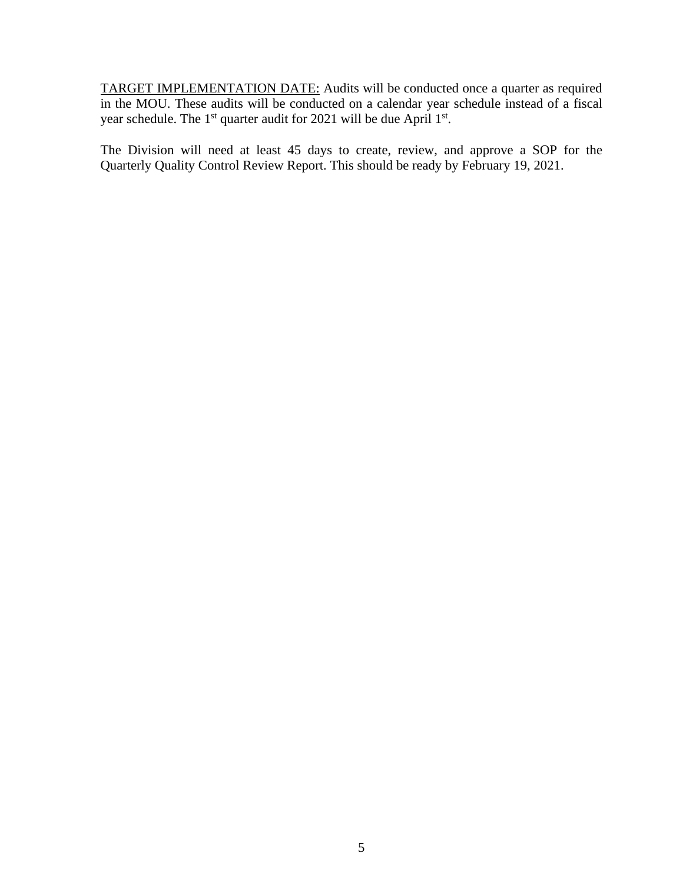<u>TARGET IMPLEMENTATION DATE:</u> Audits will be conducted once a quarter as required in the MOU. These audits will be conducted on a calendar year schedule instead of a fiscal year schedule. The 1st quarter audit for 2021 will be due April 1st.

The Division will need at least 45 days to create, review, and approve a SOP for the Quarterly Quality Control Review Report. This should be ready by February 19, 2021.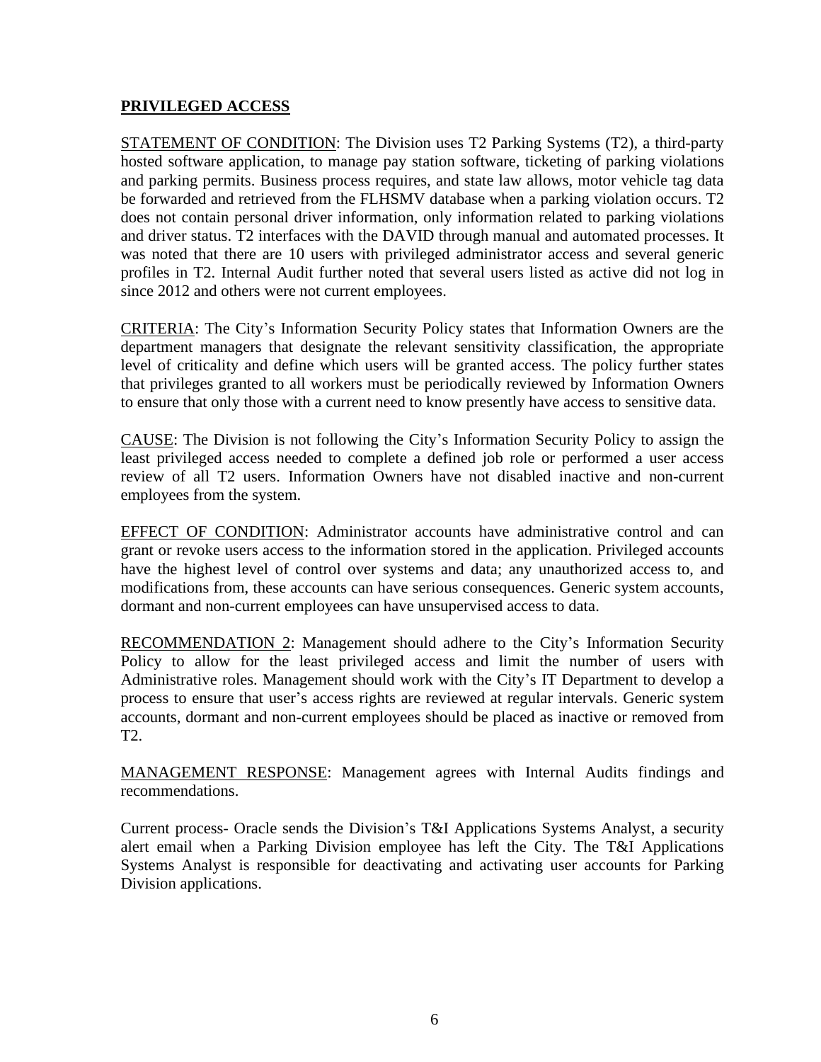## **PRIVILEGED ACCESS**

STATEMENT OF CONDITION: The Division uses T2 Parking Systems (T2), a third-party hosted software application, to manage pay station software, ticketing of parking violations and parking permits. Business process requires, and state law allows, motor vehicle tag data be forwarded and retrieved from the FLHSMV database when a parking violation occurs. T2 does not contain personal driver information, only information related to parking violations and driver status. T2 interfaces with the DAVID through manual and automated processes. It was noted that there are 10 users with privileged administrator access and several generic profiles in T2. Internal Audit further noted that several users listed as active did not log in since 2012 and others were not current employees.

CRITERIA: The City's Information Security Policy states that Information Owners are the department managers that designate the relevant sensitivity classification, the appropriate level of criticality and define which users will be granted access. The policy further states that privileges granted to all workers must be periodically reviewed by Information Owners to ensure that only those with a current need to know presently have access to sensitive data.

CAUSE: The Division is not following the City's Information Security Policy to assign the least privileged access needed to complete a defined job role or performed a user access review of all T2 users. Information Owners have not disabled inactive and non-current employees from the system.

EFFECT OF CONDITION: Administrator accounts have administrative control and can grant or revoke users access to the information stored in the application. Privileged accounts have the highest level of control over systems and data; any unauthorized access to, and modifications from, these accounts can have serious consequences. Generic system accounts, dormant and non-current employees can have unsupervised access to data.

RECOMMENDATION 2: Management should adhere to the City's Information Security Policy to allow for the least privileged access and limit the number of users with Administrative roles. Management should work with the City's IT Department to develop a process to ensure that user's access rights are reviewed at regular intervals. Generic system accounts, dormant and non-current employees should be placed as inactive or removed from T2.

MANAGEMENT RESPONSE: Management agrees with Internal Audits findings and recommendations.

Current process- Oracle sends the Division's T&I Applications Systems Analyst, a security alert email when a Parking Division employee has left the City. The T&I Applications Systems Analyst is responsible for deactivating and activating user accounts for Parking Division applications.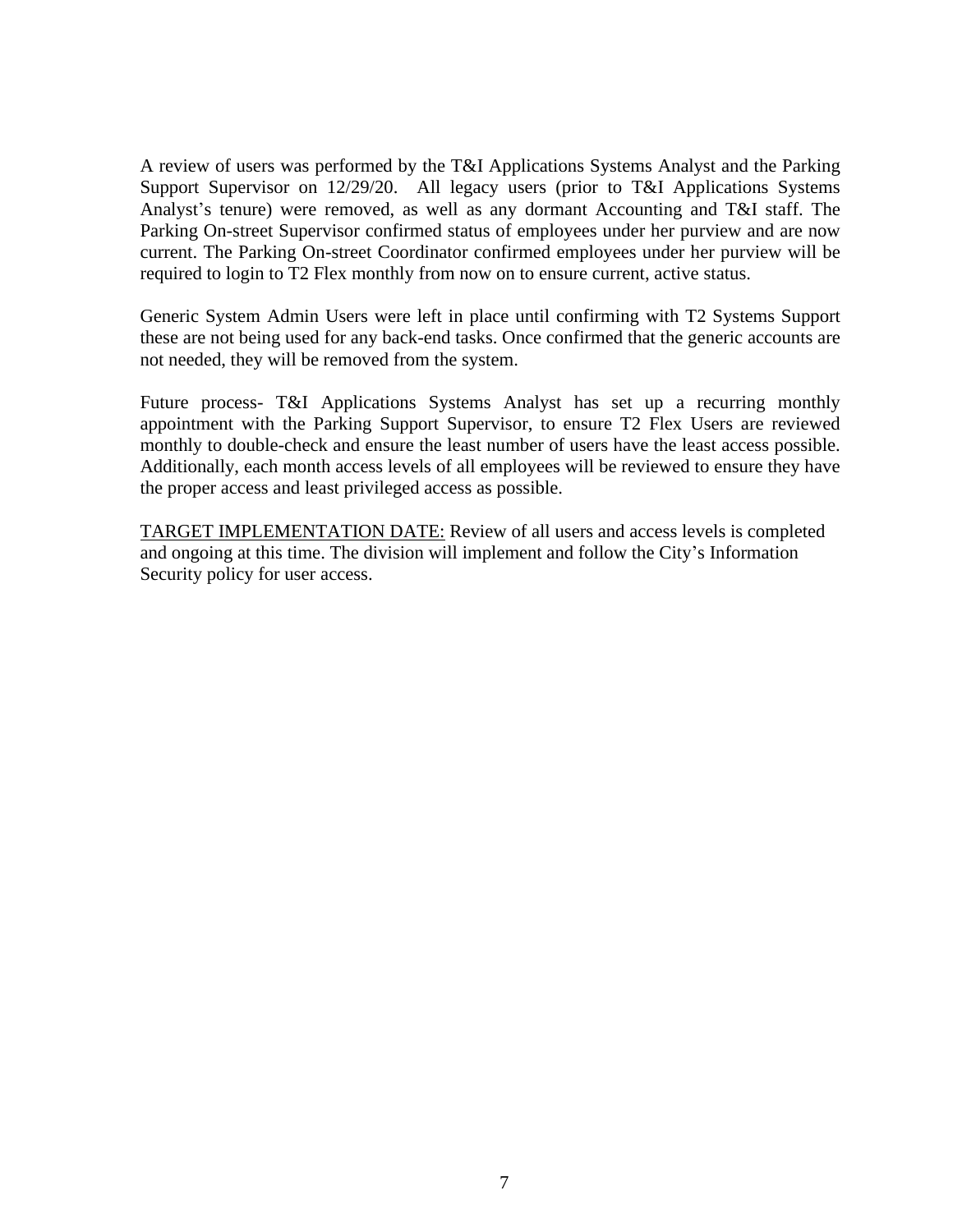A review of users was performed by the T&I Applications Systems Analyst and the Parking Support Supervisor on 12/29/20. All legacy users (prior to T&I Applications Systems Analyst's tenure) were removed, as well as any dormant Accounting and T&I staff. The Parking On-street Supervisor confirmed status of employees under her purview and are now current. The Parking On-street Coordinator confirmed employees under her purview will be required to login to T2 Flex monthly from now on to ensure current, active status.

Generic System Admin Users were left in place until confirming with T2 Systems Support these are not being used for any back-end tasks. Once confirmed that the generic accounts are not needed, they will be removed from the system.

Future process- T&I Applications Systems Analyst has set up a recurring monthly appointment with the Parking Support Supervisor, to ensure T2 Flex Users are reviewed monthly to double-check and ensure the least number of users have the least access possible. Additionally, each month access levels of all employees will be reviewed to ensure they have the proper access and least privileged access as possible.

<u>TARGET IMPLEMENTATION DATE:</u> Review of all users and access levels is completed and ongoing at this time. The division will implement and follow the City's Information Security policy for user access.